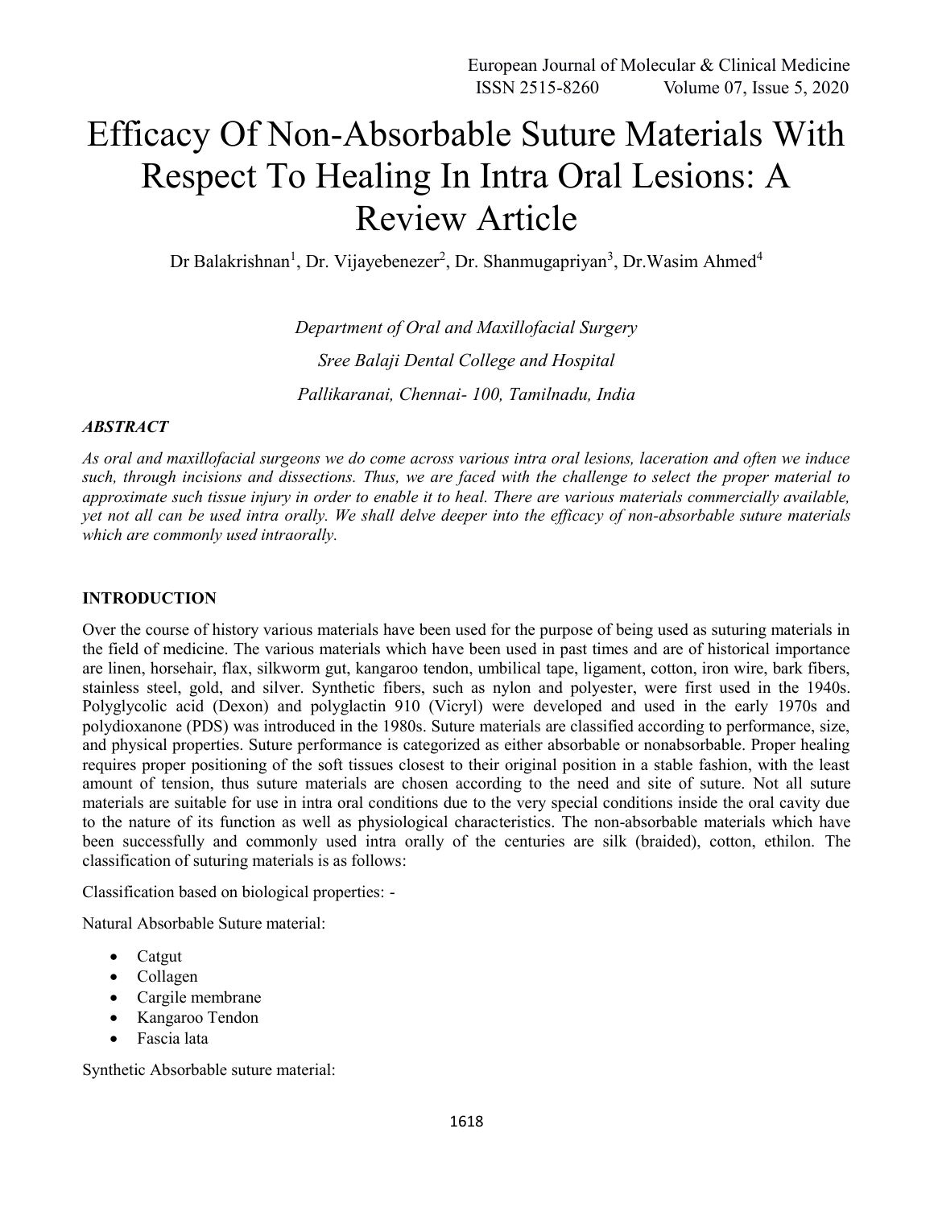# Efficacy Of Non-Absorbable Suture Materials With Respect To Healing In Intra Oral Lesions: A Review Article

Dr Balakrishnan[1], Dr. Vijayebenezer[2], Dr. Shanmugapriyan[3], Dr.Wasim Ahmed[4]

*Department of Oral and Maxillofacial Surgery*

*Sree Balaji Dental College and Hospital*

*Pallikaranai, Chennai- 100, Tamilnadu, India*

***ABSTRACT***

*As oral and maxillofacial surgeons we do come across various intra oral lesions, laceration and often we induce such, through incisions and dissections. Thus, we are faced with the challenge to select the proper material to approximate such tissue injury in order to enable it to heal. There are various materials commercially available, yet not all can be used intra orally. We shall delve deeper into the efficacy of non-absorbable suture materials which are commonly used intraorally.*

## INTRODUCTION

Over the course of history various materials have been used for the purpose of being used as suturing materials in the field of medicine. The various materials which have been used in past times and are of historical importance are linen, horsehair, flax, silkworm gut, kangaroo tendon, umbilical tape, ligament, cotton, iron wire, bark fibers, stainless steel, gold, and silver. Synthetic fibers, such as nylon and polyester, were first used in the 1940s. Polyglycolic acid (Dexon) and polyglactin 910 (Vicryl) were developed and used in the early 1970s and polydioxanone (PDS) was introduced in the 1980s. Suture materials are classified according to performance, size, and physical properties. Suture performance is categorized as either absorbable or nonabsorbable. Proper healing requires proper positioning of the soft tissues closest to their original position in a stable fashion, with the least amount of tension, thus suture materials are chosen according to the need and site of suture. Not all suture materials are suitable for use in intra oral conditions due to the very special conditions inside the oral cavity due to the nature of its function as well as physiological characteristics. The non-absorbable materials which have been successfully and commonly used intra orally of the centuries are silk (braided), cotton, ethilon. The classification of suturing materials is as follows:

Classification based on biological properties: -

Natural Absorbable Suture material:

- Catgut
- Collagen
- Cargile membrane
- Kangaroo Tendon
- Fascia lata

Synthetic Absorbable suture material: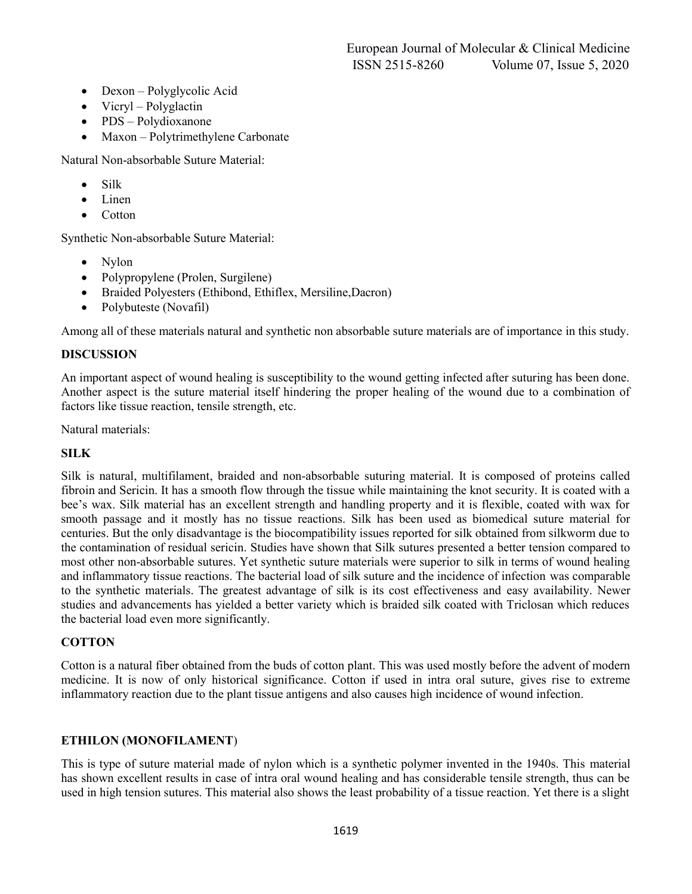- Dexon – Polyglycolic Acid
- Vicryl – Polyglactin
- PDS – Polydioxanone
- Maxon – Polytrimethylene Carbonate

Natural Non-absorbable Suture Material:

- Silk
- Linen
- Cotton

Synthetic Non-absorbable Suture Material:

- Nylon
- Polypropylene (Prolen, Surgilene)
- Braided Polyesters (Ethibond, Ethiflex, Mersiline,Dacron)
- Polybuteste (Novafil)

Among all of these materials natural and synthetic non absorbable suture materials are of importance in this study.

## DISCUSSION

An important aspect of wound healing is susceptibility to the wound getting infected after suturing has been done. Another aspect is the suture material itself hindering the proper healing of the wound due to a combination of factors like tissue reaction, tensile strength, etc.

Natural materials:

### SILK

Silk is natural, multifilament, braided and non-absorbable suturing material. It is composed of proteins called fibroin and Sericin. It has a smooth flow through the tissue while maintaining the knot security. It is coated with a bee's wax. Silk material has an excellent strength and handling property and it is flexible, coated with wax for smooth passage and it mostly has no tissue reactions. Silk has been used as biomedical suture material for centuries. But the only disadvantage is the biocompatibility issues reported for silk obtained from silkworm due to the contamination of residual sericin. Studies have shown that Silk sutures presented a better tension compared to most other non-absorbable sutures. Yet synthetic suture materials were superior to silk in terms of wound healing and inflammatory tissue reactions. The bacterial load of silk suture and the incidence of infection was comparable to the synthetic materials. The greatest advantage of silk is its cost effectiveness and easy availability. Newer studies and advancements has yielded a better variety which is braided silk coated with Triclosan which reduces the bacterial load even more significantly.

### COTTON

Cotton is a natural fiber obtained from the buds of cotton plant. This was used mostly before the advent of modern medicine. It is now of only historical significance. Cotton if used in intra oral suture, gives rise to extreme inflammatory reaction due to the plant tissue antigens and also causes high incidence of wound infection.

### ETHILON (MONOFILAMENT)

This is type of suture material made of nylon which is a synthetic polymer invented in the 1940s. This material has shown excellent results in case of intra oral wound healing and has considerable tensile strength, thus can be used in high tension sutures. This material also shows the least probability of a tissue reaction. Yet there is a slight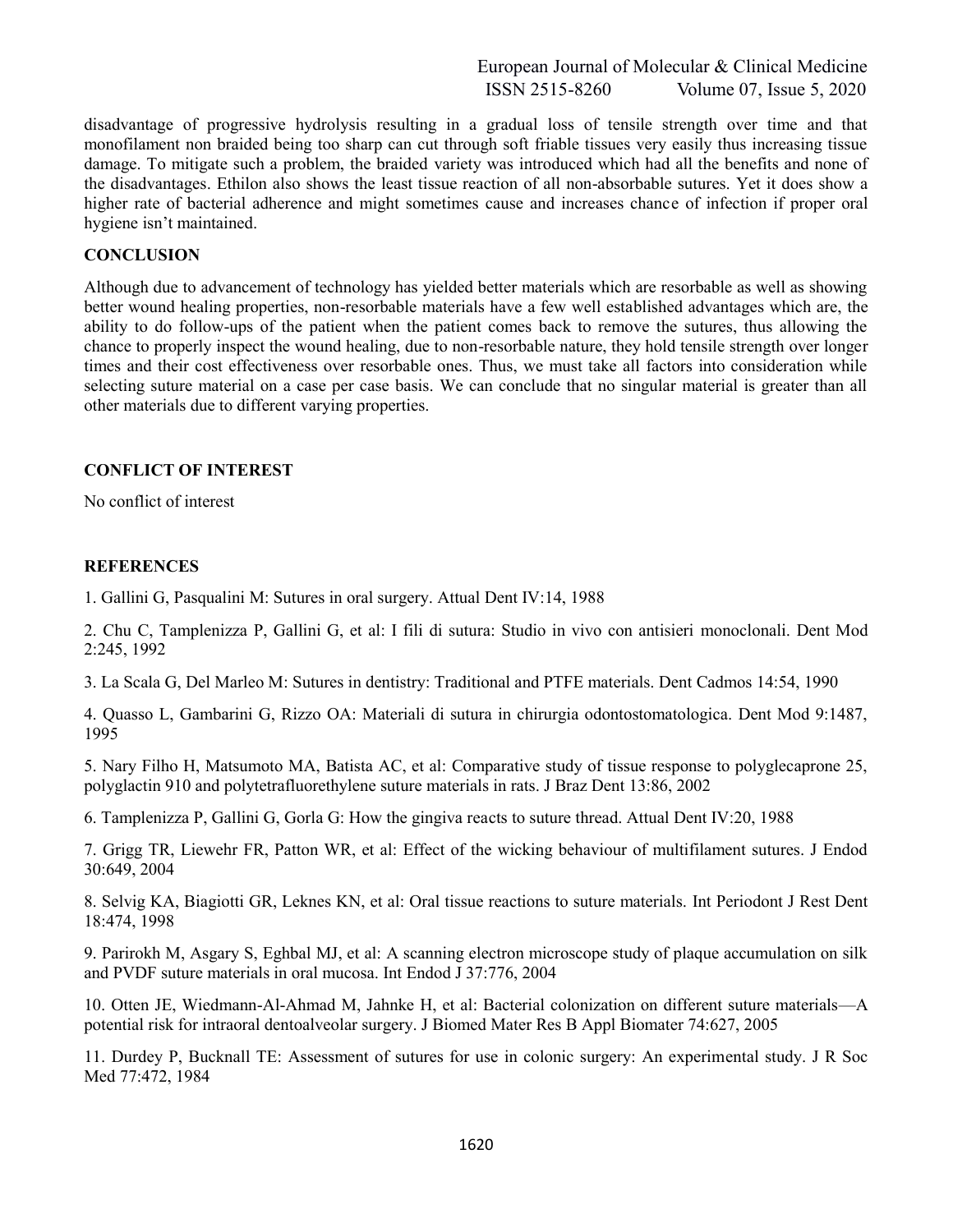disadvantage of progressive hydrolysis resulting in a gradual loss of tensile strength over time and that monofilament non braided being too sharp can cut through soft friable tissues very easily thus increasing tissue damage. To mitigate such a problem, the braided variety was introduced which had all the benefits and none of the disadvantages. Ethilon also shows the least tissue reaction of all non-absorbable sutures. Yet it does show a higher rate of bacterial adherence and might sometimes cause and increases chance of infection if proper oral hygiene isn't maintained.

## CONCLUSION

Although due to advancement of technology has yielded better materials which are resorbable as well as showing better wound healing properties, non-resorbable materials have a few well established advantages which are, the ability to do follow-ups of the patient when the patient comes back to remove the sutures, thus allowing the chance to properly inspect the wound healing, due to non-resorbable nature, they hold tensile strength over longer times and their cost effectiveness over resorbable ones. Thus, we must take all factors into consideration while selecting suture material on a case per case basis. We can conclude that no singular material is greater than all other materials due to different varying properties.

## CONFLICT OF INTEREST

No conflict of interest

## REFERENCES

1. Gallini G, Pasqualini M: Sutures in oral surgery. Attual Dent IV:14, 1988

2. Chu C, Tamplenizza P, Gallini G, et al: I fili di sutura: Studio in vivo con antisieri monoclonali. Dent Mod 2:245, 1992

3. La Scala G, Del Marleo M: Sutures in dentistry: Traditional and PTFE materials. Dent Cadmos 14:54, 1990

4. Quasso L, Gambarini G, Rizzo OA: Materiali di sutura in chirurgia odontostomatologica. Dent Mod 9:1487, 1995

5. Nary Filho H, Matsumoto MA, Batista AC, et al: Comparative study of tissue response to polyglecaprone 25, polyglactin 910 and polytetrafluorethylene suture materials in rats. J Braz Dent 13:86, 2002

6. Tamplenizza P, Gallini G, Gorla G: How the gingiva reacts to suture thread. Attual Dent IV:20, 1988

7. Grigg TR, Liewehr FR, Patton WR, et al: Effect of the wicking behaviour of multifilament sutures. J Endod 30:649, 2004

8. Selvig KA, Biagiotti GR, Leknes KN, et al: Oral tissue reactions to suture materials. Int Periodont J Rest Dent 18:474, 1998

9. Parirokh M, Asgary S, Eghbal MJ, et al: A scanning electron microscope study of plaque accumulation on silk and PVDF suture materials in oral mucosa. Int Endod J 37:776, 2004

10. Otten JE, Wiedmann-Al-Ahmad M, Jahnke H, et al: Bacterial colonization on different suture materials—A potential risk for intraoral dentoalveolar surgery. J Biomed Mater Res B Appl Biomater 74:627, 2005

11. Durdey P, Bucknall TE: Assessment of sutures for use in colonic surgery: An experimental study. J R Soc Med 77:472, 1984